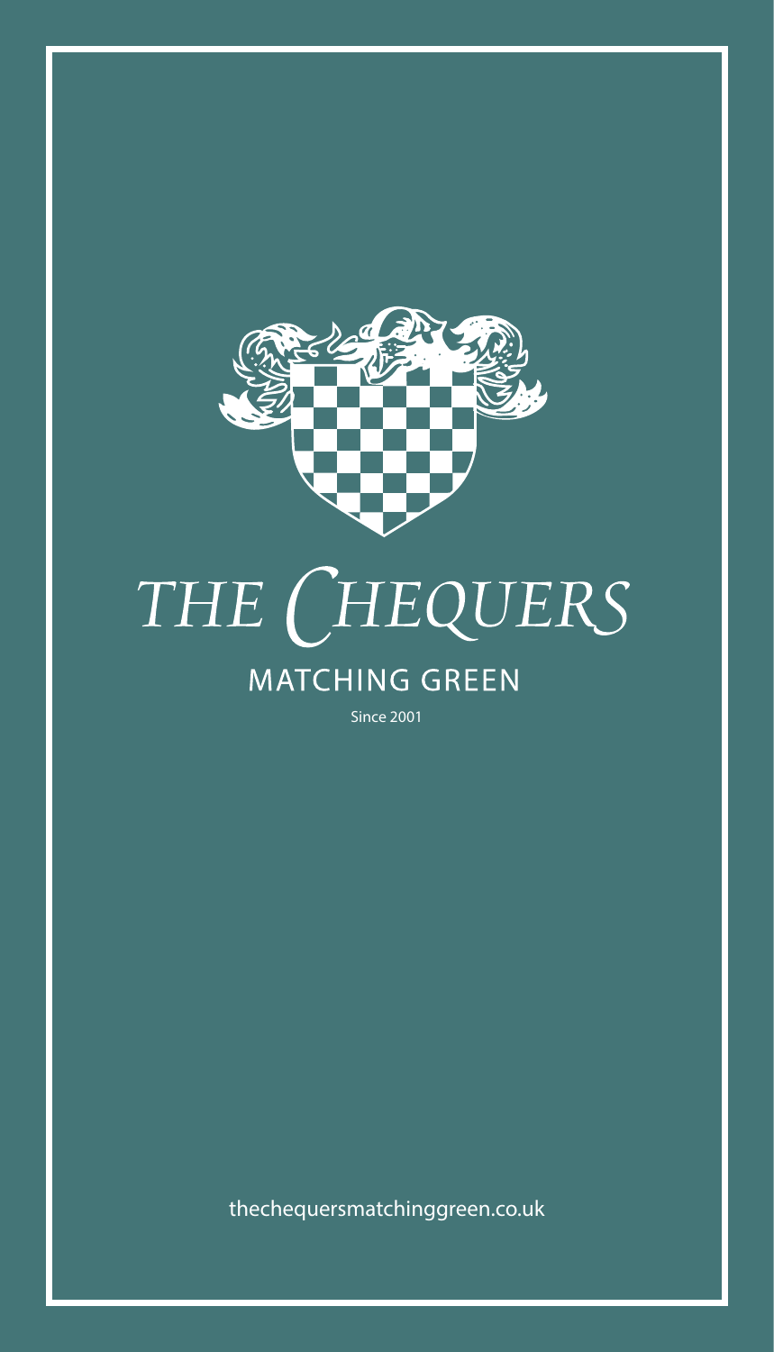# THE CHEQUERS

## MATCHING GREEN

Since 2001

thechequersmatchinggreen.co.uk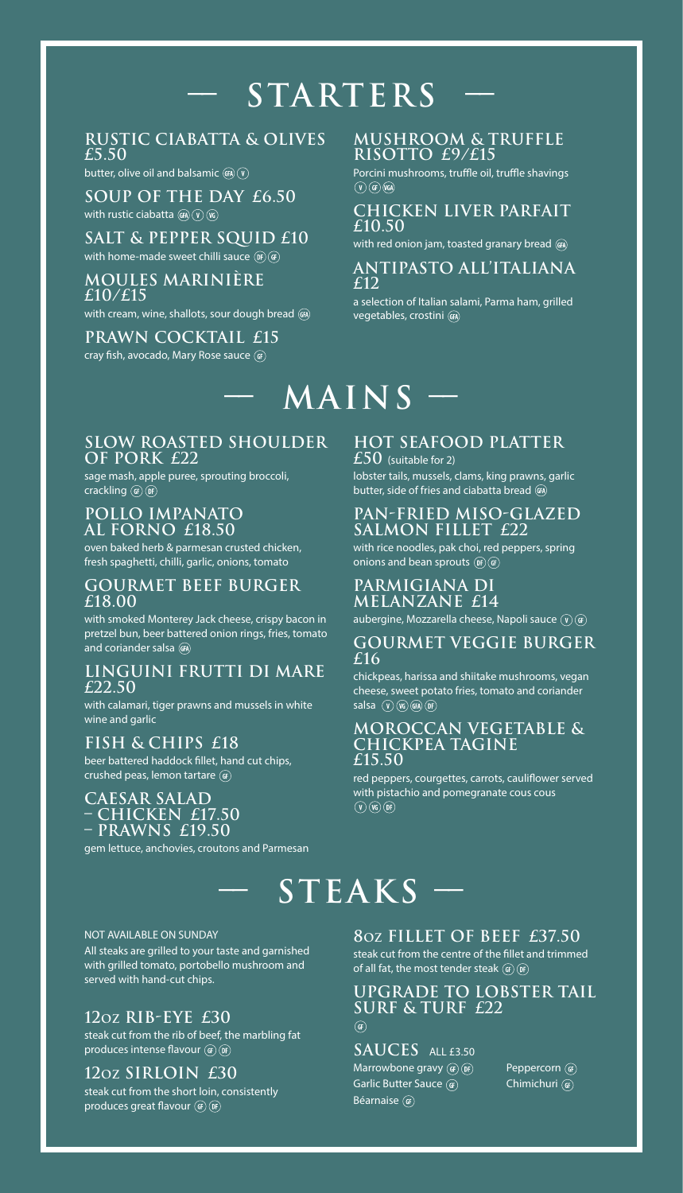# — STARTERS —

### RUSTIC CIABATTA & OLIVES £5.50

butter, olive oil and balsamic (GFA) (V)

### SOUP OF THE DAY £6.50

with rustic ciabatta (GFA) (V) (VG)

### SALT & PEPPER SQUID £10

with home-made sweet chilli sauce (DF) (GF)

### MOULES MARINIÈRE £10/£15

with cream, wine, shallots, sour dough bread (GFA)

### PRAWN COCKTAIL £15

cray fish, avocado, Mary Rose sauce (GF)

### MUSHROOM & TRUFFLE RISOTTO £9/£15

Porcini mushrooms, truffle oil, truffle shavings (V) (GF) (VGA)

### CHICKEN LIVER PARFAIT £10.50

with red onion jam, toasted granary bread (GFA)

### ANTIPASTO ALL'ITALIANA £12

a selection of Italian salami, Parma ham, grilled vegetables, crostini (GFA)

# — MAINS —

### SLOW ROASTED SHOULDER OF PORK £22

sage mash, apple puree, sprouting broccoli, crackling (GF) (DF)

### POLLO IMPANATO AL FORNO £18.50

oven baked herb & parmesan crusted chicken, fresh spaghetti, chilli, garlic, onions, tomato

### GOURMET BEEF BURGER £18.00

with smoked Monterey Jack cheese, crispy bacon in pretzel bun, beer battered onion rings, fries, tomato and coriander salsa (GFA)

### LINGUINI FRUTTI DI MARE £22.50

with calamari, tiger prawns and mussels in white wine and garlic

### FISH & CHIPS £18

beer battered haddock fillet, hand cut chips, crushed peas, lemon tartare (GF)

### CAESAR SALAD
### – CHICKEN £17.50
### – PRAWNS £19.50

gem lettuce, anchovies, croutons and Parmesan

### HOT SEAFOOD PLATTER £50 (suitable for 2)

lobster tails, mussels, clams, king prawns, garlic butter, side of fries and ciabatta bread (GFA)

### PAN-FRIED MISO-GLAZED SALMON FILLET £22

with rice noodles, pak choi, red peppers, spring onions and bean sprouts (DF) (GF)

### PARMIGIANA DI MELANZANE £14

aubergine, Mozzarella cheese, Napoli sauce (V) (GF)

### GOURMET VEGGIE BURGER £16

chickpeas, harissa and shiitake mushrooms, vegan cheese, sweet potato fries, tomato and coriander salsa (V) (VG) (GFA) (DF)

### MOROCCAN VEGETABLE & CHICKPEA TAGINE £15.50

red peppers, courgettes, carrots, cauliflower served with pistachio and pomegranate cous cous (V) (VG) (DF)

# — STEAKS —

NOT AVAILABLE ON SUNDAY

All steaks are grilled to your taste and garnished with grilled tomato, portobello mushroom and served with hand-cut chips.

### 12oz RIB-EYE £30

steak cut from the rib of beef, the marbling fat produces intense flavour (GF) (DF)

### 12oz SIRLOIN £30

steak cut from the short loin, consistently produces great flavour (GF) (DF)

### 8oz FILLET OF BEEF £37.50

steak cut from the centre of the fillet and trimmed of all fat, the most tender steak (GF) (DF)

### UPGRADE TO LOBSTER TAIL SURF & TURF £22

(GF)

### SAUCES ALL £3.50

Marrowbone gravy (GF) (DF)
Garlic Butter Sauce (GF)
Béarnaise (GF)
Peppercorn (GF)
Chimichuri (GF)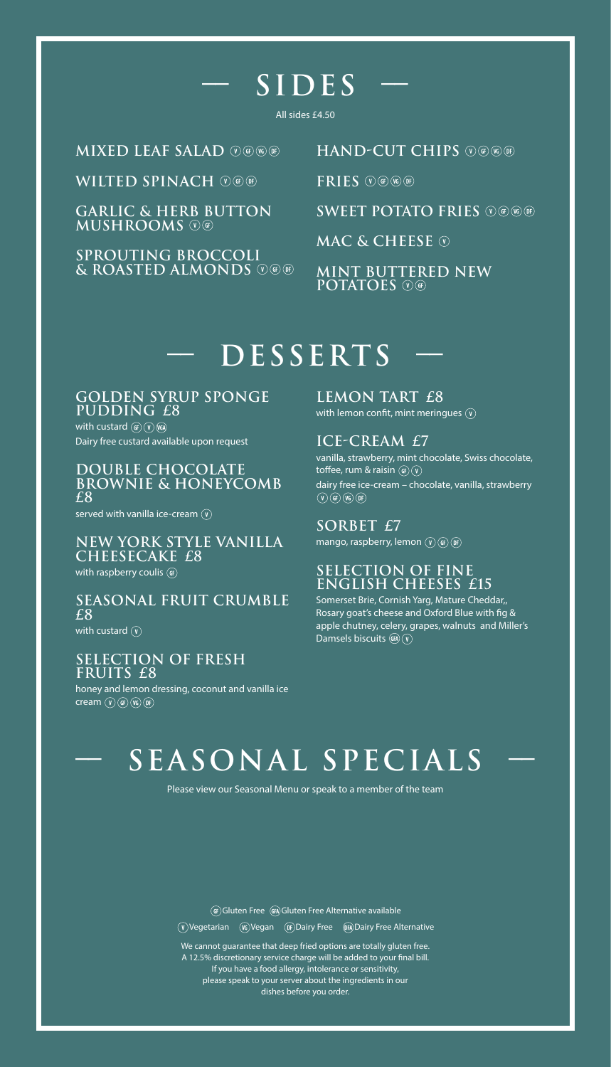# — SIDES —

All sides £4.50

**MIXED LEAF SALAD** (V) (GF) (VG) (DF)

**WILTED SPINACH** (V) (GF) (DF)

**GARLIC & HERB BUTTON MUSHROOMS** (V) (GF)

**SPROUTING BROCCOLI & ROASTED ALMONDS** (V) (GF) (DF)

**HAND-CUT CHIPS** (V) (GF) (VG) (DF)

**FRIES** (V) (GF) (VG) (DF)

**SWEET POTATO FRIES** (V) (GF) (VG) (DF)

**MAC & CHEESE** (V)

**MINT BUTTERED NEW POTATOES** (V) (GF)

# — DESSERTS —

**GOLDEN SYRUP SPONGE PUDDING £8**
with custard (GF) (V) (VGA)
Dairy free custard available upon request

**DOUBLE CHOCOLATE BROWNIE & HONEYCOMB £8**
served with vanilla ice-cream (V)

**NEW YORK STYLE VANILLA CHEESECAKE £8**
with raspberry coulis (GF)

**SEASONAL FRUIT CRUMBLE £8**
with custard (V)

**SELECTION OF FRESH FRUITS £8**
honey and lemon dressing, coconut and vanilla ice cream (V) (GF) (VG) (DF)

**LEMON TART £8**
with lemon confit, mint meringues (V)

**ICE-CREAM £7**
vanilla, strawberry, mint chocolate, Swiss chocolate, toffee, rum & raisin (GF) (V)
dairy free ice-cream – chocolate, vanilla, strawberry (V) (GF) (VG) (DF)

**SORBET £7**
mango, raspberry, lemon (V) (GF) (DF)

**SELECTION OF FINE ENGLISH CHEESES £15**
Somerset Brie, Cornish Yarg, Mature Cheddar,, Rosary goat's cheese and Oxford Blue with fig & apple chutney, celery, grapes, walnuts and Miller's Damsels biscuits (GFA) (V)

# — SEASONAL SPECIALS —

Please view our Seasonal Menu or speak to a member of the team

(GF) Gluten Free (GFA) Gluten Free Alternative available

(V) Vegetarian (VG) Vegan (DF) Dairy Free (DFA) Dairy Free Alternative

We cannot guarantee that deep fried options are totally gluten free.
A 12.5% discretionary service charge will be added to your final bill.
If you have a food allergy, intolerance or sensitivity, please speak to your server about the ingredients in our dishes before you order.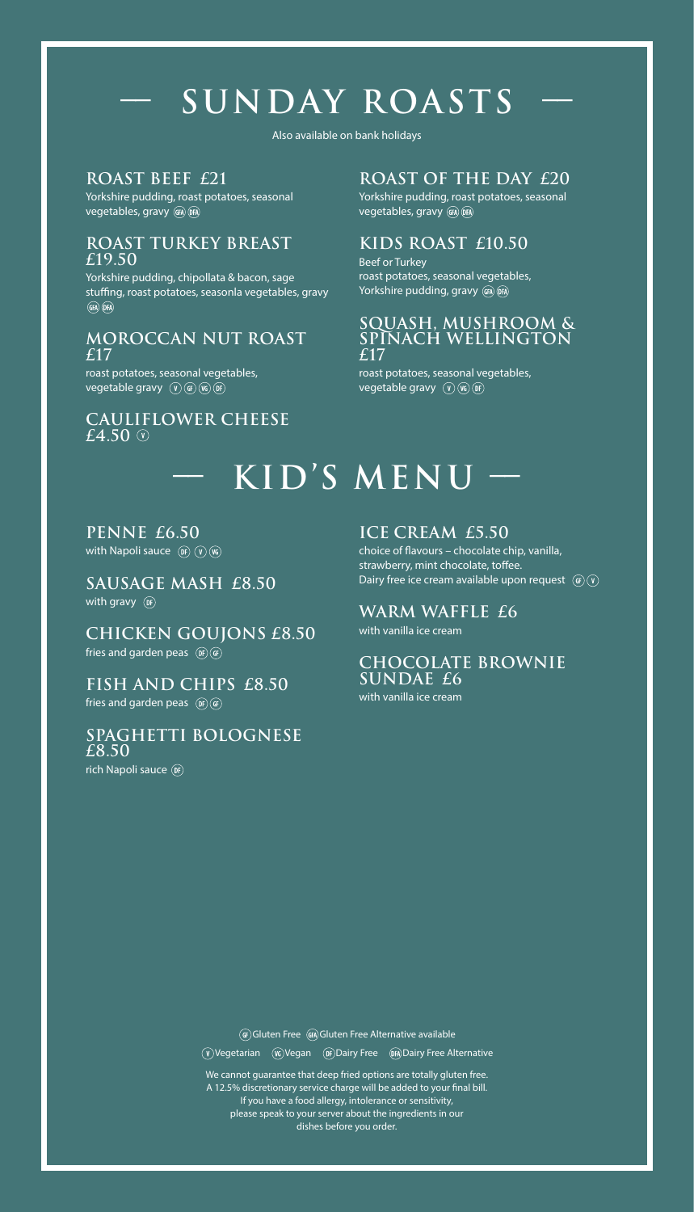# — SUNDAY ROASTS —

Also available on bank holidays

## ROAST BEEF £21

Yorkshire pudding, roast potatoes, seasonal vegetables, gravy (GFA) (DFA)

## ROAST TURKEY BREAST £19.50

Yorkshire pudding, chipollata & bacon, sage stuffing, roast potatoes, seasonla vegetables, gravy (GFA) (DFA)

## MOROCCAN NUT ROAST £17

roast potatoes, seasonal vegetables, vegetable gravy (V) (GF) (VG) (DF)

## CAULIFLOWER CHEESE £4.50 (V)

## ROAST OF THE DAY £20

Yorkshire pudding, roast potatoes, seasonal vegetables, gravy (GFA) (DFA)

## KIDS ROAST £10.50

Beef or Turkey
roast potatoes, seasonal vegetables, Yorkshire pudding, gravy (GFA) (DFA)

## SQUASH, MUSHROOM & SPINACH WELLINGTON £17

roast potatoes, seasonal vegetables, vegetable gravy (V) (VG) (DF)

# — KID'S MENU —

## PENNE £6.50

with Napoli sauce (DF) (V) (VG)

## SAUSAGE MASH £8.50

with gravy (DF)

## CHICKEN GOUJONS £8.50

fries and garden peas (DF) (GF)

## FISH AND CHIPS £8.50

fries and garden peas (DF) (GF)

## SPAGHETTI BOLOGNESE £8.50

rich Napoli sauce (DF)

## ICE CREAM £5.50

choice of flavours – chocolate chip, vanilla, strawberry, mint chocolate, toffee.
Dairy free ice cream available upon request (GF) (V)

## WARM WAFFLE £6

with vanilla ice cream

## CHOCOLATE BROWNIE SUNDAE £6

with vanilla ice cream

(GF) Gluten Free (GFA) Gluten Free Alternative available

(V) Vegetarian (VG) Vegan (DF) Dairy Free (DFA) Dairy Free Alternative

We cannot guarantee that deep fried options are totally gluten free.
A 12.5% discretionary service charge will be added to your final bill.
If you have a food allergy, intolerance or sensitivity, please speak to your server about the ingredients in our dishes before you order.